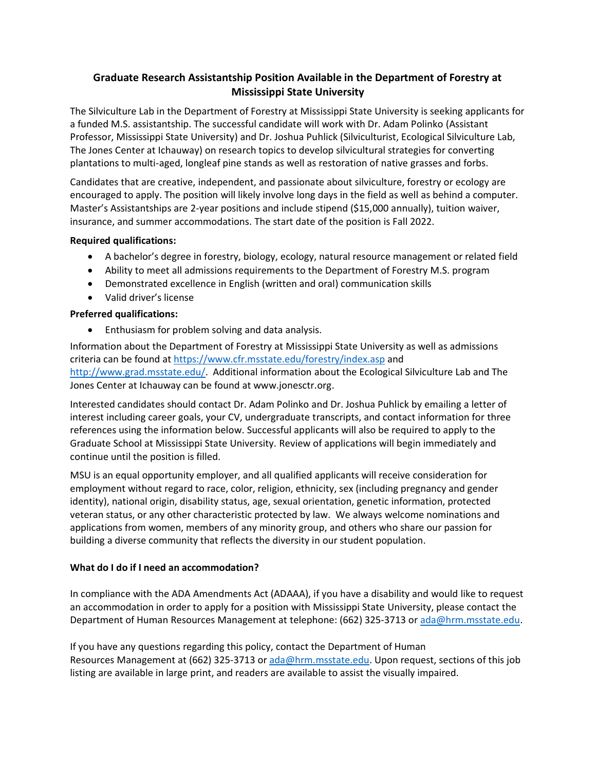# Graduate Research Assistantship Position Available in the Department of Forestry at Mississippi State University

The Silviculture Lab in the Department of Forestry at Mississippi State University is seeking applicants for a funded M.S. assistantship. The successful candidate will work with Dr. Adam Polinko (Assistant Professor, Mississippi State University) and Dr. Joshua Puhlick (Silviculturist, Ecological Silviculture Lab, The Jones Center at Ichauway) on research topics to develop silvicultural strategies for converting plantations to multi-aged, longleaf pine stands as well as restoration of native grasses and forbs.

Candidates that are creative, independent, and passionate about silviculture, forestry or ecology are encouraged to apply. The position will likely involve long days in the field as well as behind a computer. Master's Assistantships are 2-year positions and include stipend ($15,000 annually), tuition waiver, insurance, and summer accommodations. The start date of the position is Fall 2022.

**Required qualifications:**

- A bachelor's degree in forestry, biology, ecology, natural resource management or related field
- Ability to meet all admissions requirements to the Department of Forestry M.S. program
- Demonstrated excellence in English (written and oral) communication skills
- Valid driver's license

**Preferred qualifications:**

- Enthusiasm for problem solving and data analysis.

Information about the Department of Forestry at Mississippi State University as well as admissions criteria can be found at https://www.cfr.msstate.edu/forestry/index.asp and http://www.grad.msstate.edu/. Additional information about the Ecological Silviculture Lab and The Jones Center at Ichauway can be found at www.jonesctr.org.

Interested candidates should contact Dr. Adam Polinko and Dr. Joshua Puhlick by emailing a letter of interest including career goals, your CV, undergraduate transcripts, and contact information for three references using the information below. Successful applicants will also be required to apply to the Graduate School at Mississippi State University. Review of applications will begin immediately and continue until the position is filled.

MSU is an equal opportunity employer, and all qualified applicants will receive consideration for employment without regard to race, color, religion, ethnicity, sex (including pregnancy and gender identity), national origin, disability status, age, sexual orientation, genetic information, protected veteran status, or any other characteristic protected by law. We always welcome nominations and applications from women, members of any minority group, and others who share our passion for building a diverse community that reflects the diversity in our student population.

**What do I do if I need an accommodation?**

In compliance with the ADA Amendments Act (ADAAA), if you have a disability and would like to request an accommodation in order to apply for a position with Mississippi State University, please contact the Department of Human Resources Management at telephone: (662) 325-3713 or ada@hrm.msstate.edu.

If you have any questions regarding this policy, contact the Department of Human Resources Management at (662) 325-3713 or ada@hrm.msstate.edu. Upon request, sections of this job listing are available in large print, and readers are available to assist the visually impaired.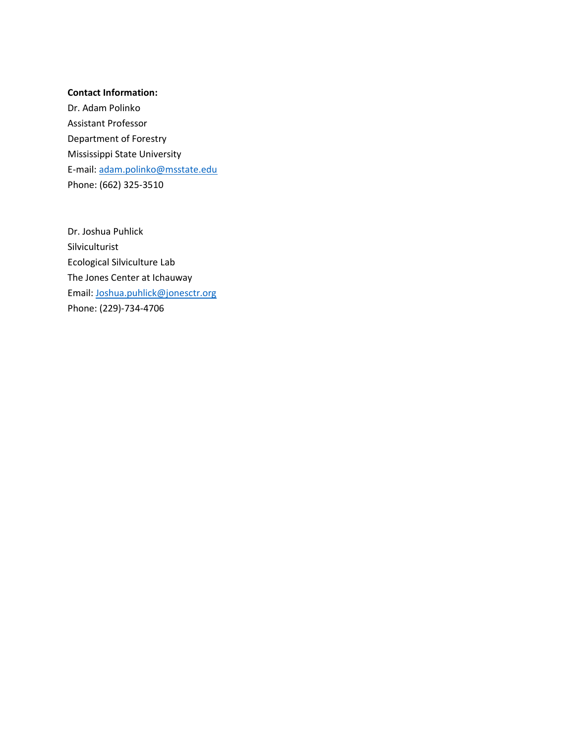**Contact Information:**

Dr. Adam Polinko
Assistant Professor
Department of Forestry
Mississippi State University
E-mail: adam.polinko@msstate.edu
Phone: (662) 325-3510

Dr. Joshua Puhlick
Silviculturist
Ecological Silviculture Lab
The Jones Center at Ichauway
Email: Joshua.puhlick@jonesctr.org
Phone: (229)-734-4706